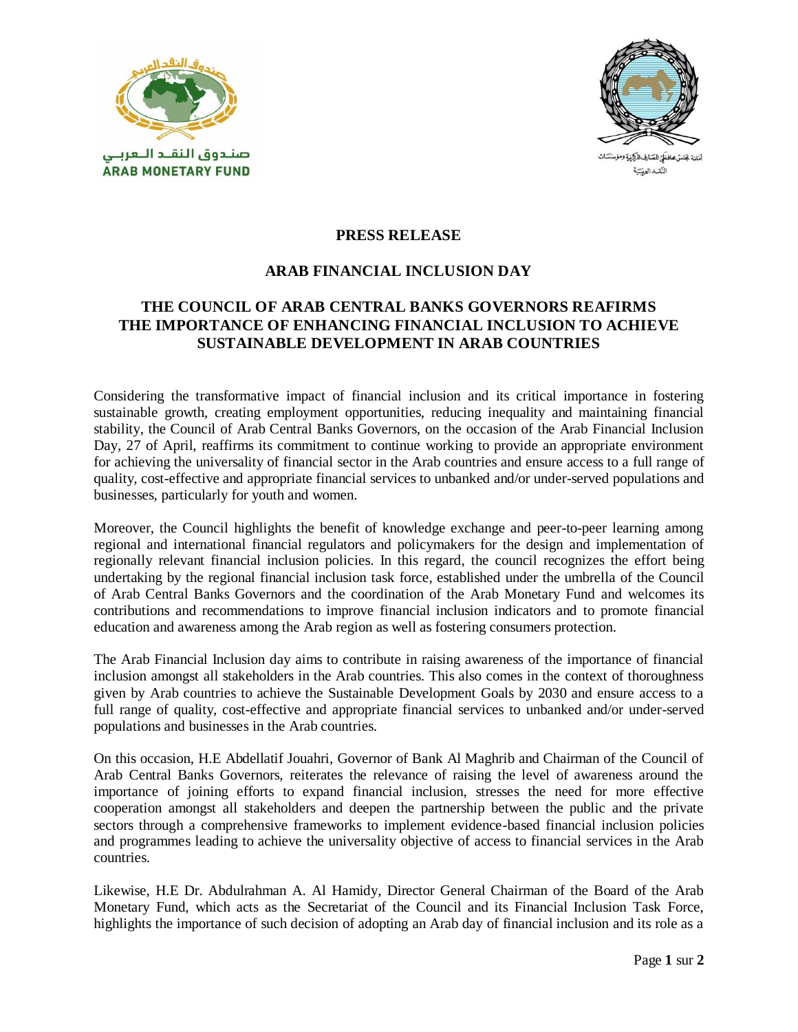صندوق النقد العربي
ARAB MONETARY FUND

أمانة مجلس محافظي المصارف المركزية ومؤسسات النقد العربية

**PRESS RELEASE**

**ARAB FINANCIAL INCLUSION DAY**

**THE COUNCIL OF ARAB CENTRAL BANKS GOVERNORS REAFFIRMS THE IMPORTANCE OF ENHANCING FINANCIAL INCLUSION TO ACHIEVE SUSTAINABLE DEVELOPMENT IN ARAB COUNTRIES**

Considering the transformative impact of financial inclusion and its critical importance in fostering sustainable growth, creating employment opportunities, reducing inequality and maintaining financial stability, the Council of Arab Central Banks Governors, on the occasion of the Arab Financial Inclusion Day, 27 of April, reaffirms its commitment to continue working to provide an appropriate environment for achieving the universality of financial sector in the Arab countries and ensure access to a full range of quality, cost-effective and appropriate financial services to unbanked and/or under-served populations and businesses, particularly for youth and women.

Moreover, the Council highlights the benefit of knowledge exchange and peer-to-peer learning among regional and international financial regulators and policymakers for the design and implementation of regionally relevant financial inclusion policies. In this regard, the council recognizes the effort being undertaking by the regional financial inclusion task force, established under the umbrella of the Council of Arab Central Banks Governors and the coordination of the Arab Monetary Fund and welcomes its contributions and recommendations to improve financial inclusion indicators and to promote financial education and awareness among the Arab region as well as fostering consumers protection.

The Arab Financial Inclusion day aims to contribute in raising awareness of the importance of financial inclusion amongst all stakeholders in the Arab countries. This also comes in the context of thoroughness given by Arab countries to achieve the Sustainable Development Goals by 2030 and ensure access to a full range of quality, cost-effective and appropriate financial services to unbanked and/or under-served populations and businesses in the Arab countries.

On this occasion, H.E Abdellatif Jouahri, Governor of Bank Al Maghrib and Chairman of the Council of Arab Central Banks Governors, reiterates the relevance of raising the level of awareness around the importance of joining efforts to expand financial inclusion, stresses the need for more effective cooperation amongst all stakeholders and deepen the partnership between the public and the private sectors through a comprehensive frameworks to implement evidence-based financial inclusion policies and programmes leading to achieve the universality objective of access to financial services in the Arab countries.

Likewise, H.E Dr. Abdulrahman A. Al Hamidy, Director General Chairman of the Board of the Arab Monetary Fund, which acts as the Secretariat of the Council and its Financial Inclusion Task Force, highlights the importance of such decision of adopting an Arab day of financial inclusion and its role as a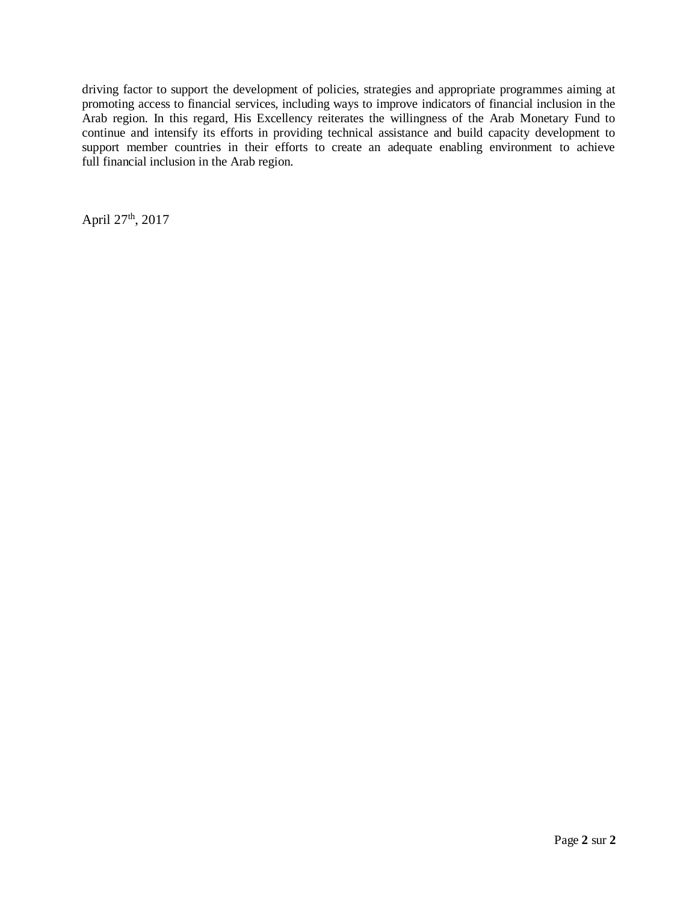driving factor to support the development of policies, strategies and appropriate programmes aiming at promoting access to financial services, including ways to improve indicators of financial inclusion in the Arab region. In this regard, His Excellency reiterates the willingness of the Arab Monetary Fund to continue and intensify its efforts in providing technical assistance and build capacity development to support member countries in their efforts to create an adequate enabling environment to achieve full financial inclusion in the Arab region.

April 27th, 2017